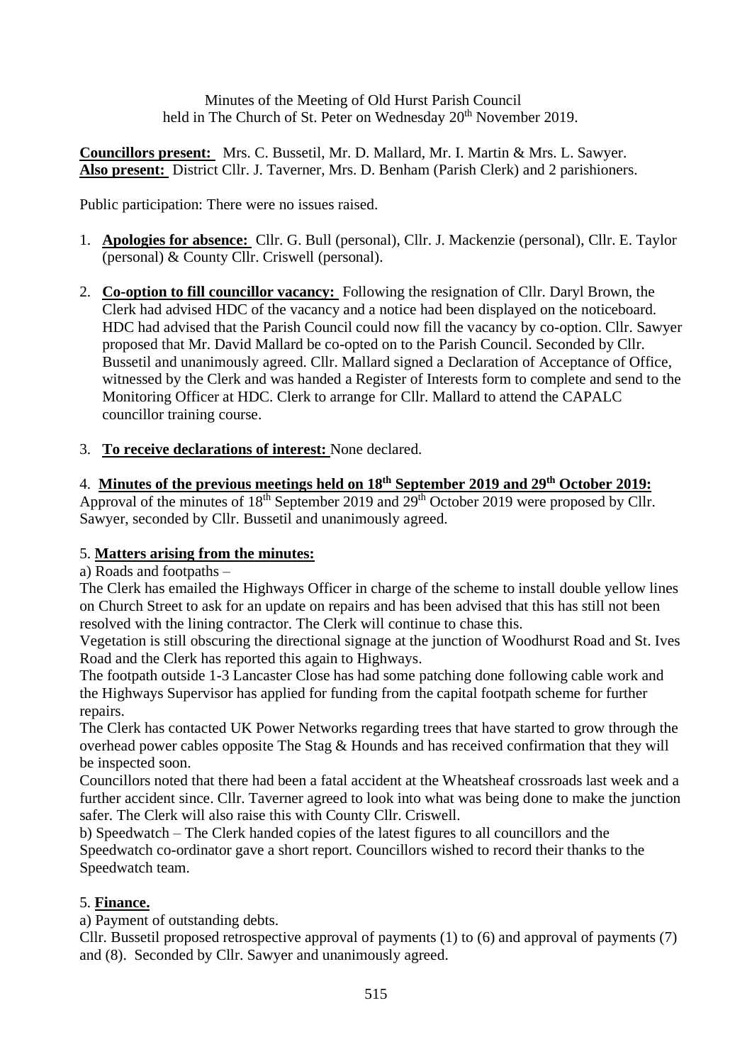Minutes of the Meeting of Old Hurst Parish Council
held in The Church of St. Peter on Wednesday 20th November 2019.

**Councillors present:** Mrs. C. Bussetil, Mr. D. Mallard, Mr. I. Martin & Mrs. L. Sawyer.
**Also present:** District Cllr. J. Taverner, Mrs. D. Benham (Parish Clerk) and 2 parishioners.

Public participation: There were no issues raised.

1. **Apologies for absence:** Cllr. G. Bull (personal), Cllr. J. Mackenzie (personal), Cllr. E. Taylor (personal) & County Cllr. Criswell (personal).

2. **Co-option to fill councillor vacancy:** Following the resignation of Cllr. Daryl Brown, the Clerk had advised HDC of the vacancy and a notice had been displayed on the noticeboard. HDC had advised that the Parish Council could now fill the vacancy by co-option. Cllr. Sawyer proposed that Mr. David Mallard be co-opted on to the Parish Council. Seconded by Cllr. Bussetil and unanimously agreed. Cllr. Mallard signed a Declaration of Acceptance of Office, witnessed by the Clerk and was handed a Register of Interests form to complete and send to the Monitoring Officer at HDC. Clerk to arrange for Cllr. Mallard to attend the CAPALC councillor training course.

3. **To receive declarations of interest:** None declared.

4. **Minutes of the previous meetings held on 18th September 2019 and 29th October 2019:**
Approval of the minutes of 18th September 2019 and 29th October 2019 were proposed by Cllr. Sawyer, seconded by Cllr. Bussetil and unanimously agreed.

5. **Matters arising from the minutes:**

a) Roads and footpaths –

The Clerk has emailed the Highways Officer in charge of the scheme to install double yellow lines on Church Street to ask for an update on repairs and has been advised that this has still not been resolved with the lining contractor. The Clerk will continue to chase this.

Vegetation is still obscuring the directional signage at the junction of Woodhurst Road and St. Ives Road and the Clerk has reported this again to Highways.

The footpath outside 1-3 Lancaster Close has had some patching done following cable work and the Highways Supervisor has applied for funding from the capital footpath scheme for further repairs.

The Clerk has contacted UK Power Networks regarding trees that have started to grow through the overhead power cables opposite The Stag & Hounds and has received confirmation that they will be inspected soon.

Councillors noted that there had been a fatal accident at the Wheatsheaf crossroads last week and a further accident since. Cllr. Taverner agreed to look into what was being done to make the junction safer. The Clerk will also raise this with County Cllr. Criswell.

b) Speedwatch – The Clerk handed copies of the latest figures to all councillors and the Speedwatch co-ordinator gave a short report. Councillors wished to record their thanks to the Speedwatch team.

5. **Finance.**

a) Payment of outstanding debts.

Cllr. Bussetil proposed retrospective approval of payments (1) to (6) and approval of payments (7) and (8). Seconded by Cllr. Sawyer and unanimously agreed.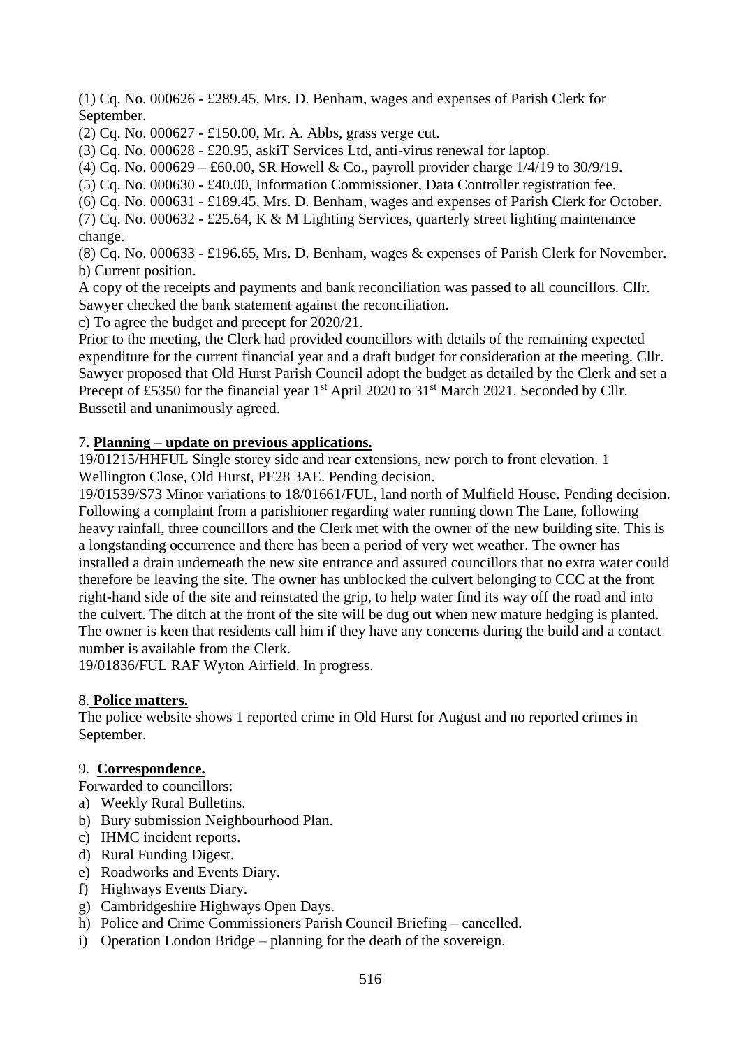(1) Cq. No. 000626 - £289.45, Mrs. D. Benham, wages and expenses of Parish Clerk for September.
(2) Cq. No. 000627 - £150.00, Mr. A. Abbs, grass verge cut.
(3) Cq. No. 000628 - £20.95, askiT Services Ltd, anti-virus renewal for laptop.
(4) Cq. No. 000629 – £60.00, SR Howell & Co., payroll provider charge 1/4/19 to 30/9/19.
(5) Cq. No. 000630 - £40.00, Information Commissioner, Data Controller registration fee.
(6) Cq. No. 000631 - £189.45, Mrs. D. Benham, wages and expenses of Parish Clerk for October.
(7) Cq. No. 000632 - £25.64, K & M Lighting Services, quarterly street lighting maintenance change.
(8) Cq. No. 000633 - £196.65, Mrs. D. Benham, wages & expenses of Parish Clerk for November.

b) Current position.

A copy of the receipts and payments and bank reconciliation was passed to all councillors. Cllr. Sawyer checked the bank statement against the reconciliation.

c) To agree the budget and precept for 2020/21.

Prior to the meeting, the Clerk had provided councillors with details of the remaining expected expenditure for the current financial year and a draft budget for consideration at the meeting. Cllr. Sawyer proposed that Old Hurst Parish Council adopt the budget as detailed by the Clerk and set a Precept of £5350 for the financial year 1st April 2020 to 31st March 2021. Seconded by Cllr. Bussetil and unanimously agreed.

7**. Planning – update on previous applications.**

19/01215/HHFUL Single storey side and rear extensions, new porch to front elevation. 1 Wellington Close, Old Hurst, PE28 3AE. Pending decision.

19/01539/S73 Minor variations to 18/01661/FUL, land north of Mulfield House. Pending decision. Following a complaint from a parishioner regarding water running down The Lane, following heavy rainfall, three councillors and the Clerk met with the owner of the new building site. This is a longstanding occurrence and there has been a period of very wet weather. The owner has installed a drain underneath the new site entrance and assured councillors that no extra water could therefore be leaving the site. The owner has unblocked the culvert belonging to CCC at the front right-hand side of the site and reinstated the grip, to help water find its way off the road and into the culvert. The ditch at the front of the site will be dug out when new mature hedging is planted. The owner is keen that residents call him if they have any concerns during the build and a contact number is available from the Clerk.

19/01836/FUL RAF Wyton Airfield. In progress.

8. **Police matters.**

The police website shows 1 reported crime in Old Hurst for August and no reported crimes in September.

9. **Correspondence.**

Forwarded to councillors:

a) Weekly Rural Bulletins.
b) Bury submission Neighbourhood Plan.
c) IHMC incident reports.
d) Rural Funding Digest.
e) Roadworks and Events Diary.
f) Highways Events Diary.
g) Cambridgeshire Highways Open Days.
h) Police and Crime Commissioners Parish Council Briefing – cancelled.
i) Operation London Bridge – planning for the death of the sovereign.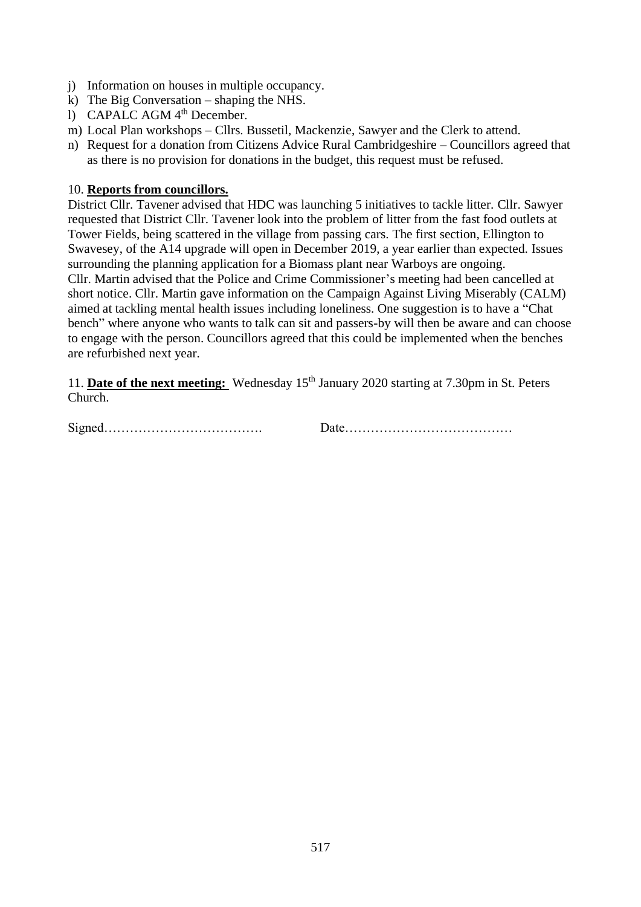j) Information on houses in multiple occupancy.
k) The Big Conversation – shaping the NHS.
l) CAPALC AGM 4th December.
m) Local Plan workshops – Cllrs. Bussetil, Mackenzie, Sawyer and the Clerk to attend.
n) Request for a donation from Citizens Advice Rural Cambridgeshire – Councillors agreed that as there is no provision for donations in the budget, this request must be refused.

10. **Reports from councillors.**

District Cllr. Tavener advised that HDC was launching 5 initiatives to tackle litter. Cllr. Sawyer requested that District Cllr. Tavener look into the problem of litter from the fast food outlets at Tower Fields, being scattered in the village from passing cars. The first section, Ellington to Swavesey, of the A14 upgrade will open in December 2019, a year earlier than expected. Issues surrounding the planning application for a Biomass plant near Warboys are ongoing.
Cllr. Martin advised that the Police and Crime Commissioner's meeting had been cancelled at short notice. Cllr. Martin gave information on the Campaign Against Living Miserably (CALM) aimed at tackling mental health issues including loneliness. One suggestion is to have a "Chat bench" where anyone who wants to talk can sit and passers-by will then be aware and can choose to engage with the person. Councillors agreed that this could be implemented when the benches are refurbished next year.

11. **Date of the next meeting:** Wednesday 15th January 2020 starting at 7.30pm in St. Peters Church.

Signed………………………………. Date…………………………………